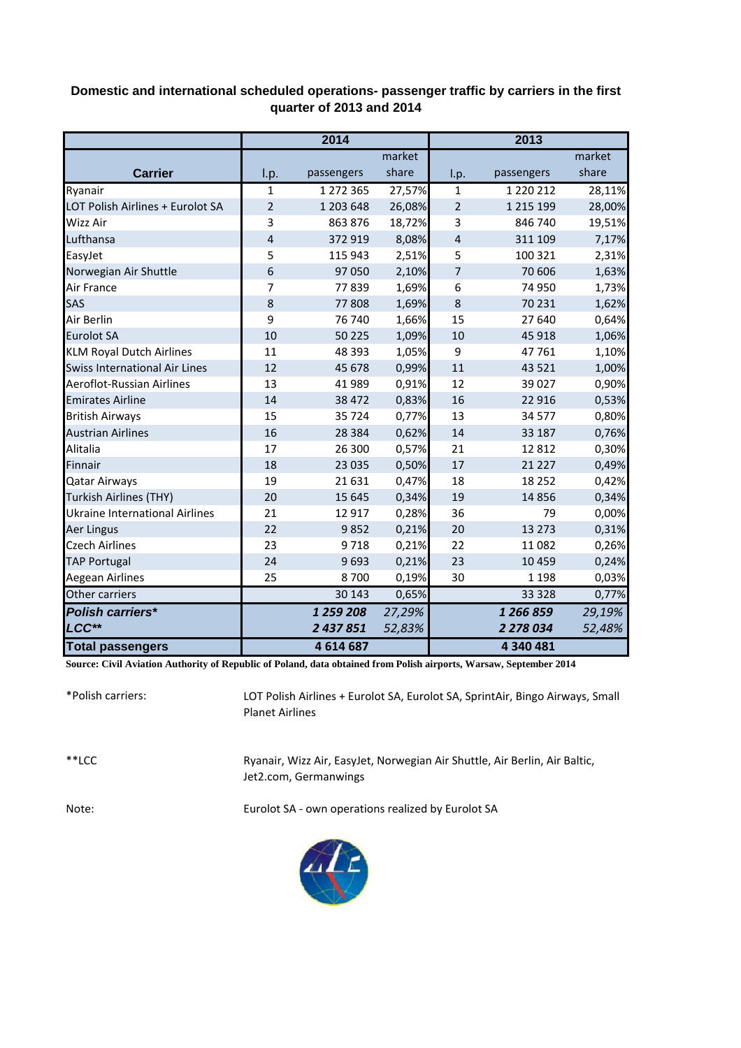**Domestic and international scheduled operations- passenger traffic by carriers in the first quarter of 2013 and 2014**

| Carrier | 2014 | | | 2013 | | |
|---|---|---|---|---|---|---|
| | l.p. | passengers | market share | l.p. | passengers | market share |
| Ryanair | 1 | 1 272 365 | 27,57% | 1 | 1 220 212 | 28,11% |
| LOT Polish Airlines + Eurolot SA | 2 | 1 203 648 | 26,08% | 2 | 1 215 199 | 28,00% |
| Wizz Air | 3 | 863 876 | 18,72% | 3 | 846 740 | 19,51% |
| Lufthansa | 4 | 372 919 | 8,08% | 4 | 311 109 | 7,17% |
| EasyJet | 5 | 115 943 | 2,51% | 5 | 100 321 | 2,31% |
| Norwegian Air Shuttle | 6 | 97 050 | 2,10% | 7 | 70 606 | 1,63% |
| Air France | 7 | 77 839 | 1,69% | 6 | 74 950 | 1,73% |
| SAS | 8 | 77 808 | 1,69% | 8 | 70 231 | 1,62% |
| Air Berlin | 9 | 76 740 | 1,66% | 15 | 27 640 | 0,64% |
| Eurolot SA | 10 | 50 225 | 1,09% | 10 | 45 918 | 1,06% |
| KLM Royal Dutch Airlines | 11 | 48 393 | 1,05% | 9 | 47 761 | 1,10% |
| Swiss International Air Lines | 12 | 45 678 | 0,99% | 11 | 43 521 | 1,00% |
| Aeroflot-Russian Airlines | 13 | 41 989 | 0,91% | 12 | 39 027 | 0,90% |
| Emirates Airline | 14 | 38 472 | 0,83% | 16 | 22 916 | 0,53% |
| British Airways | 15 | 35 724 | 0,77% | 13 | 34 577 | 0,80% |
| Austrian Airlines | 16 | 28 384 | 0,62% | 14 | 33 187 | 0,76% |
| Alitalia | 17 | 26 300 | 0,57% | 21 | 12 812 | 0,30% |
| Finnair | 18 | 23 035 | 0,50% | 17 | 21 227 | 0,49% |
| Qatar Airways | 19 | 21 631 | 0,47% | 18 | 18 252 | 0,42% |
| Turkish Airlines (THY) | 20 | 15 645 | 0,34% | 19 | 14 856 | 0,34% |
| Ukraine International Airlines | 21 | 12 917 | 0,28% | 36 | 79 | 0,00% |
| Aer Lingus | 22 | 9 852 | 0,21% | 20 | 13 273 | 0,31% |
| Czech Airlines | 23 | 9 718 | 0,21% | 22 | 11 082 | 0,26% |
| TAP Portugal | 24 | 9 693 | 0,21% | 23 | 10 459 | 0,24% |
| Aegean Airlines | 25 | 8 700 | 0,19% | 30 | 1 198 | 0,03% |
| Other carriers | | 30 143 | 0,65% | | 33 328 | 0,77% |
| ***Polish carriers**** | | ***1 259 208*** | *27,29%* | | ***1 266 859*** | *29,19%* |
| ***LCC***** | | ***2 437 851*** | *52,83%* | | ***2 278 034*** | *52,48%* |
| **Total passengers** | | **4 614 687** | | | **4 340 481** | |

**Source: Civil Aviation Authority of Republic of Poland, data obtained from Polish airports, Warsaw, September 2014**

*Polish carriers: LOT Polish Airlines + Eurolot SA, Eurolot SA, SprintAir, Bingo Airways, Small Planet Airlines

**LCC: Ryanair, Wizz Air, EasyJet, Norwegian Air Shuttle, Air Berlin, Air Baltic, Jet2.com, Germanwings

Note: Eurolot SA - own operations realized by Eurolot SA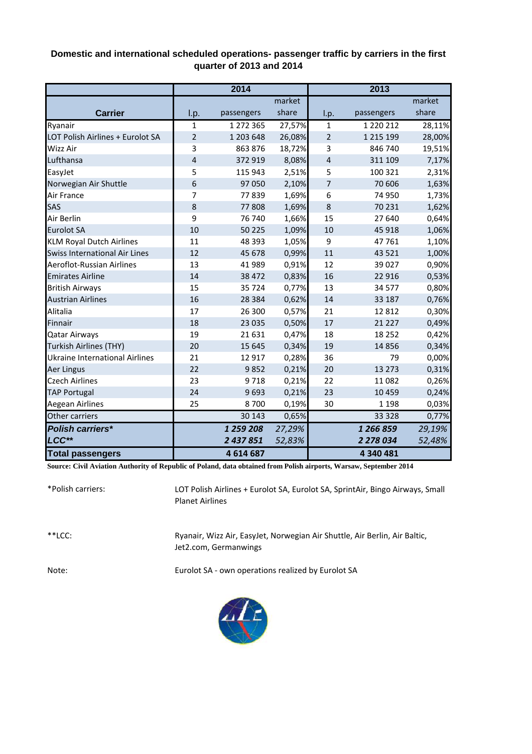### Domestic and international scheduled operations- passenger traffic by carriers in the first quarter of 2013 and 2014

| Carrier | 2014 | | | 2013 | | |
|---|---|---|---|---|---|---|
| | l.p. | passengers | market share | l.p. | passengers | market share |
| Ryanair | 1 | 1 272 365 | 27,57% | 1 | 1 220 212 | 28,11% |
| LOT Polish Airlines + Eurolot SA | 2 | 1 203 648 | 26,08% | 2 | 1 215 199 | 28,00% |
| Wizz Air | 3 | 863 876 | 18,72% | 3 | 846 740 | 19,51% |
| Lufthansa | 4 | 372 919 | 8,08% | 4 | 311 109 | 7,17% |
| EasyJet | 5 | 115 943 | 2,51% | 5 | 100 321 | 2,31% |
| Norwegian Air Shuttle | 6 | 97 050 | 2,10% | 7 | 70 606 | 1,63% |
| Air France | 7 | 77 839 | 1,69% | 6 | 74 950 | 1,73% |
| SAS | 8 | 77 808 | 1,69% | 8 | 70 231 | 1,62% |
| Air Berlin | 9 | 76 740 | 1,66% | 15 | 27 640 | 0,64% |
| Eurolot SA | 10 | 50 225 | 1,09% | 10 | 45 918 | 1,06% |
| KLM Royal Dutch Airlines | 11 | 48 393 | 1,05% | 9 | 47 761 | 1,10% |
| Swiss International Air Lines | 12 | 45 678 | 0,99% | 11 | 43 521 | 1,00% |
| Aeroflot-Russian Airlines | 13 | 41 989 | 0,91% | 12 | 39 027 | 0,90% |
| Emirates Airline | 14 | 38 472 | 0,83% | 16 | 22 916 | 0,53% |
| British Airways | 15 | 35 724 | 0,77% | 13 | 34 577 | 0,80% |
| Austrian Airlines | 16 | 28 384 | 0,62% | 14 | 33 187 | 0,76% |
| Alitalia | 17 | 26 300 | 0,57% | 21 | 12 812 | 0,30% |
| Finnair | 18 | 23 035 | 0,50% | 17 | 21 227 | 0,49% |
| Qatar Airways | 19 | 21 631 | 0,47% | 18 | 18 252 | 0,42% |
| Turkish Airlines (THY) | 20 | 15 645 | 0,34% | 19 | 14 856 | 0,34% |
| Ukraine International Airlines | 21 | 12 917 | 0,28% | 36 | 79 | 0,00% |
| Aer Lingus | 22 | 9 852 | 0,21% | 20 | 13 273 | 0,31% |
| Czech Airlines | 23 | 9 718 | 0,21% | 22 | 11 082 | 0,26% |
| TAP Portugal | 24 | 9 693 | 0,21% | 23 | 10 459 | 0,24% |
| Aegean Airlines | 25 | 8 700 | 0,19% | 30 | 1 198 | 0,03% |
| Other carriers | | 30 143 | 0,65% | | 33 328 | 0,77% |
| ***Polish carriers**** | | ***1 259 208*** | *27,29%* | | ***1 266 859*** | *29,19%* |
| ***LCC***** | | ***2 437 851*** | *52,83%* | | ***2 278 034*** | *52,48%* |
| **Total passengers** | | **4 614 687** | | | **4 340 481** | |

**Source: Civil Aviation Authority of Republic of Poland, data obtained from Polish airports, Warsaw, September 2014**

*Polish carriers: LOT Polish Airlines + Eurolot SA, Eurolot SA, SprintAir, Bingo Airways, Small Planet Airlines

**LCC: Ryanair, Wizz Air, EasyJet, Norwegian Air Shuttle, Air Berlin, Air Baltic, Jet2.com, Germanwings

Note: Eurolot SA - own operations realized by Eurolot SA